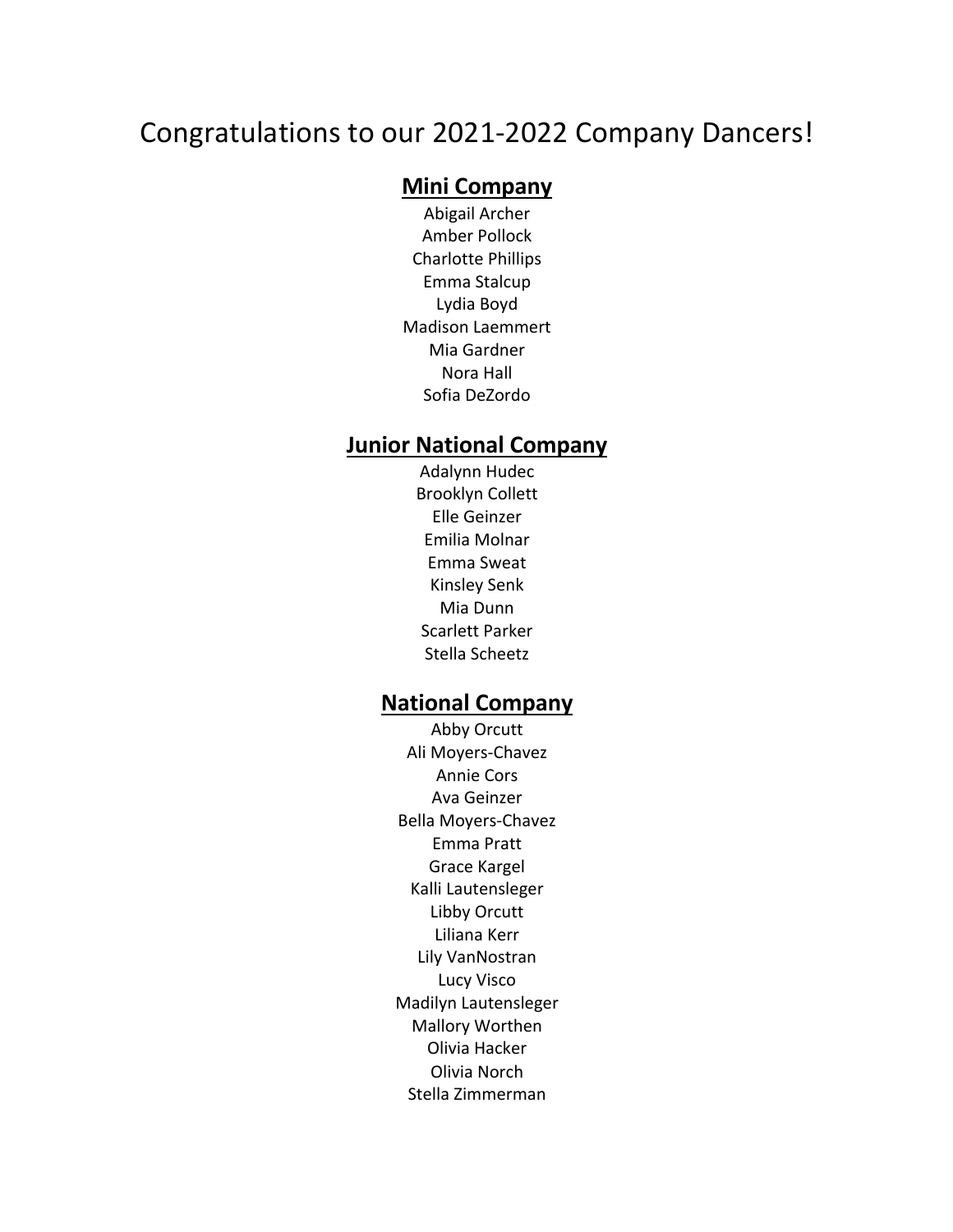# Congratulations to our 2021-2022 Company Dancers!

## Mini Company

Abigail Archer
Amber Pollock
Charlotte Phillips
Emma Stalcup
Lydia Boyd
Madison Laemmert
Mia Gardner
Nora Hall
Sofia DeZordo

## Junior National Company

Adalynn Hudec
Brooklyn Collett
Elle Geinzer
Emilia Molnar
Emma Sweat
Kinsley Senk
Mia Dunn
Scarlett Parker
Stella Scheetz

## National Company

Abby Orcutt
Ali Moyers-Chavez
Annie Cors
Ava Geinzer
Bella Moyers-Chavez
Emma Pratt
Grace Kargel
Kalli Lautensleger
Libby Orcutt
Liliana Kerr
Lily VanNostran
Lucy Visco
Madilyn Lautensleger
Mallory Worthen
Olivia Hacker
Olivia Norch
Stella Zimmerman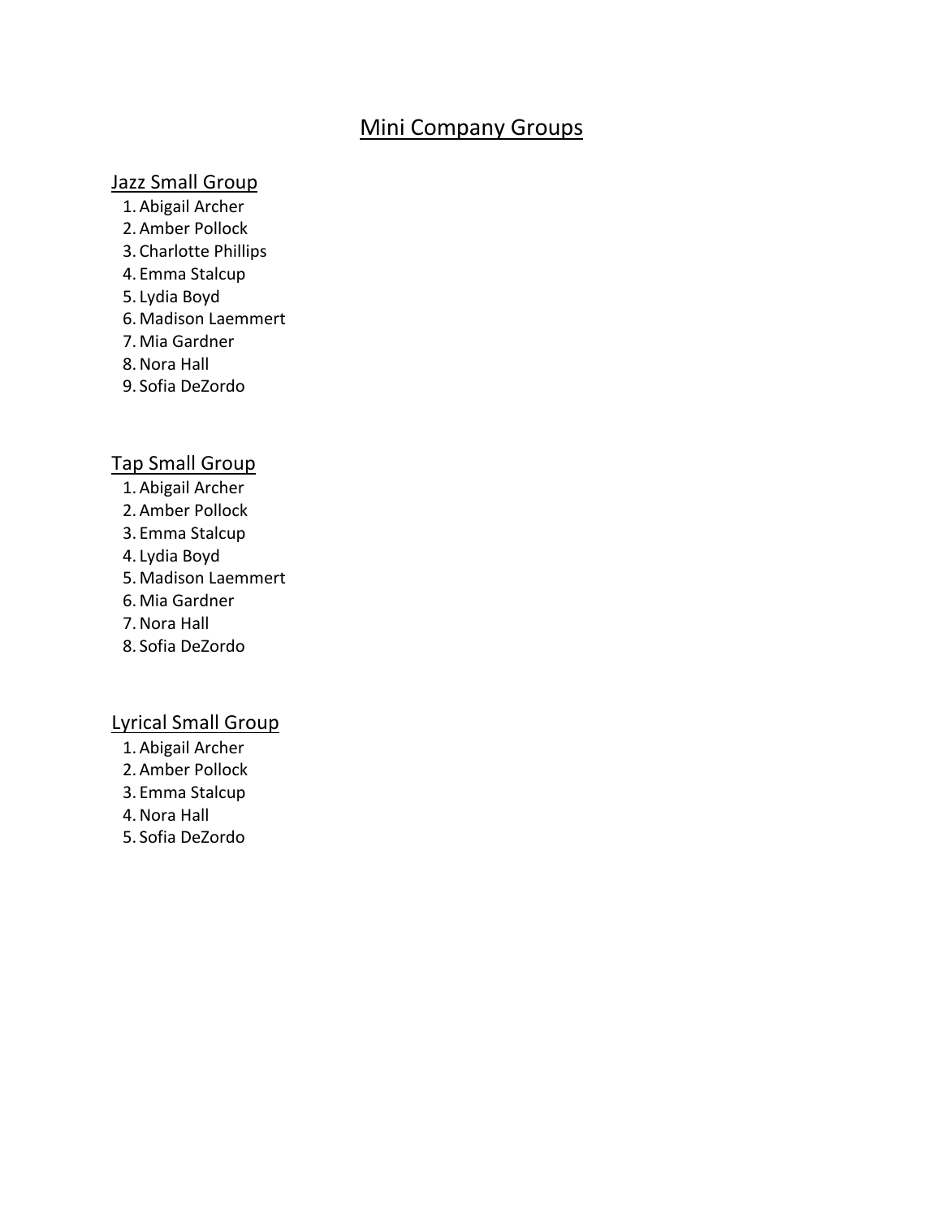# Mini Company Groups

## Jazz Small Group

1. Abigail Archer
2. Amber Pollock
3. Charlotte Phillips
4. Emma Stalcup
5. Lydia Boyd
6. Madison Laemmert
7. Mia Gardner
8. Nora Hall
9. Sofia DeZordo

## Tap Small Group

1. Abigail Archer
2. Amber Pollock
3. Emma Stalcup
4. Lydia Boyd
5. Madison Laemmert
6. Mia Gardner
7. Nora Hall
8. Sofia DeZordo

## Lyrical Small Group

1. Abigail Archer
2. Amber Pollock
3. Emma Stalcup
4. Nora Hall
5. Sofia DeZordo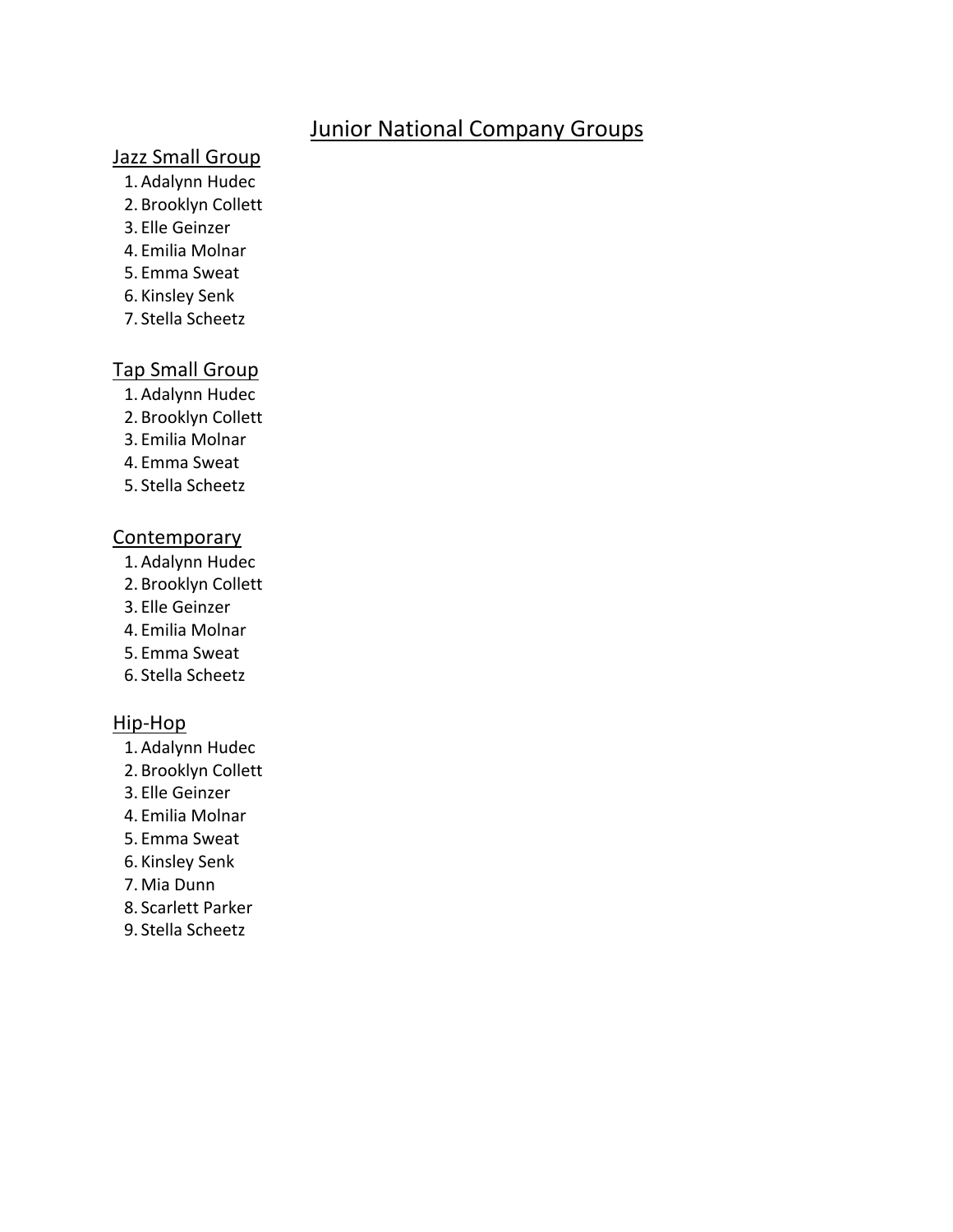# Junior National Company Groups

## Jazz Small Group

1. Adalynn Hudec
2. Brooklyn Collett
3. Elle Geinzer
4. Emilia Molnar
5. Emma Sweat
6. Kinsley Senk
7. Stella Scheetz

## Tap Small Group

1. Adalynn Hudec
2. Brooklyn Collett
3. Emilia Molnar
4. Emma Sweat
5. Stella Scheetz

## Contemporary

1. Adalynn Hudec
2. Brooklyn Collett
3. Elle Geinzer
4. Emilia Molnar
5. Emma Sweat
6. Stella Scheetz

## Hip-Hop

1. Adalynn Hudec
2. Brooklyn Collett
3. Elle Geinzer
4. Emilia Molnar
5. Emma Sweat
6. Kinsley Senk
7. Mia Dunn
8. Scarlett Parker
9. Stella Scheetz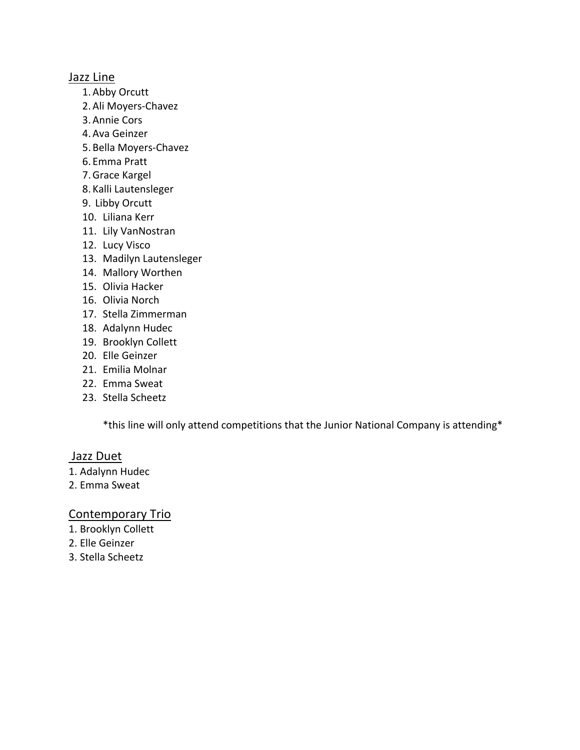## Jazz Line

1. Abby Orcutt
2. Ali Moyers-Chavez
3. Annie Cors
4. Ava Geinzer
5. Bella Moyers-Chavez
6. Emma Pratt
7. Grace Kargel
8. Kalli Lautensleger
9. Libby Orcutt
10. Liliana Kerr
11. Lily VanNostran
12. Lucy Visco
13. Madilyn Lautensleger
14. Mallory Worthen
15. Olivia Hacker
16. Olivia Norch
17. Stella Zimmerman
18. Adalynn Hudec
19. Brooklyn Collett
20. Elle Geinzer
21. Emilia Molnar
22. Emma Sweat
23. Stella Scheetz

*this line will only attend competitions that the Junior National Company is attending*

## Jazz Duet

1. Adalynn Hudec
2. Emma Sweat

## Contemporary Trio

1. Brooklyn Collett
2. Elle Geinzer
3. Stella Scheetz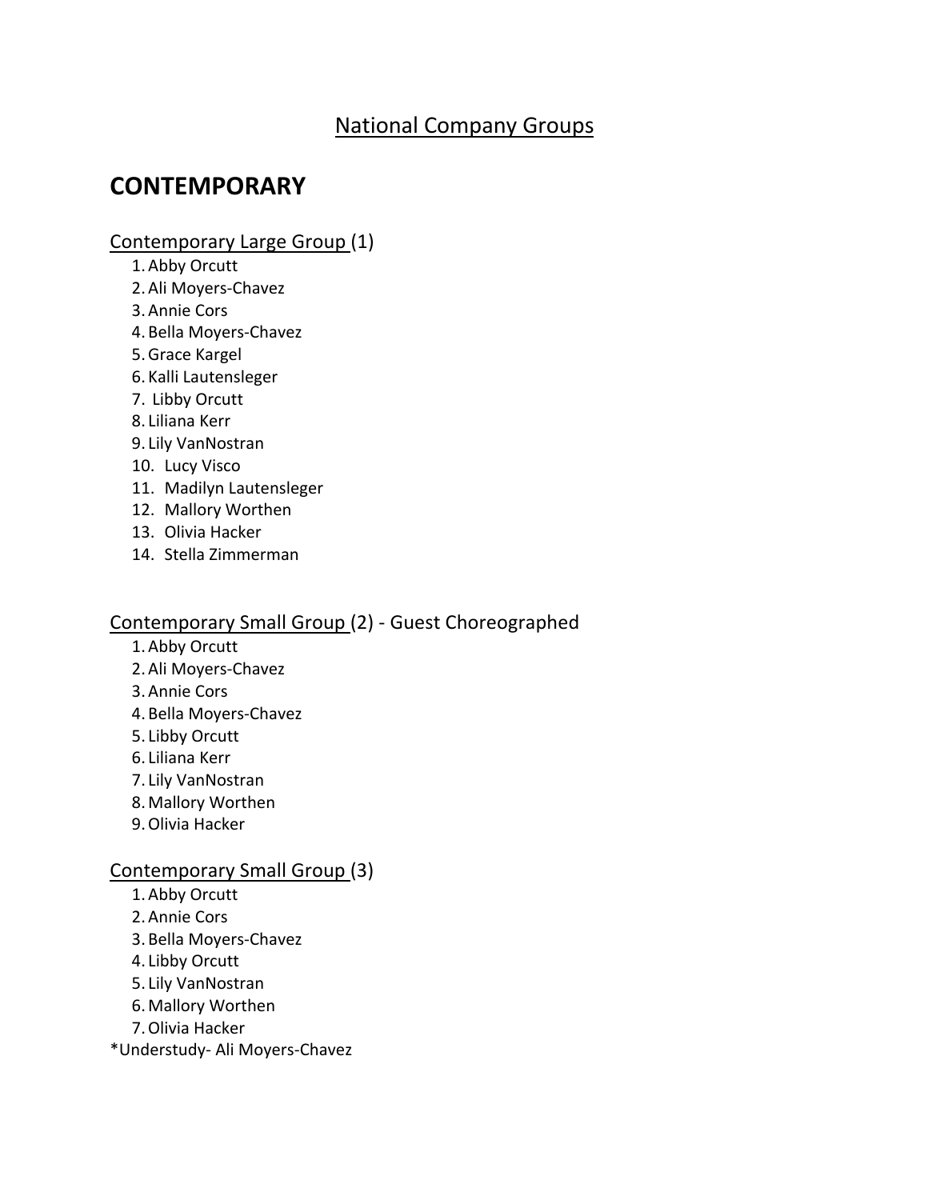National Company Groups

# CONTEMPORARY

Contemporary Large Group (1)

1. Abby Orcutt
2. Ali Moyers-Chavez
3. Annie Cors
4. Bella Moyers-Chavez
5. Grace Kargel
6. Kalli Lautensleger
7. Libby Orcutt
8. Liliana Kerr
9. Lily VanNostran
10. Lucy Visco
11. Madilyn Lautensleger
12. Mallory Worthen
13. Olivia Hacker
14. Stella Zimmerman

Contemporary Small Group (2) - Guest Choreographed

1. Abby Orcutt
2. Ali Moyers-Chavez
3. Annie Cors
4. Bella Moyers-Chavez
5. Libby Orcutt
6. Liliana Kerr
7. Lily VanNostran
8. Mallory Worthen
9. Olivia Hacker

Contemporary Small Group (3)

1. Abby Orcutt
2. Annie Cors
3. Bella Moyers-Chavez
4. Libby Orcutt
5. Lily VanNostran
6. Mallory Worthen
7. Olivia Hacker

*Understudy- Ali Moyers-Chavez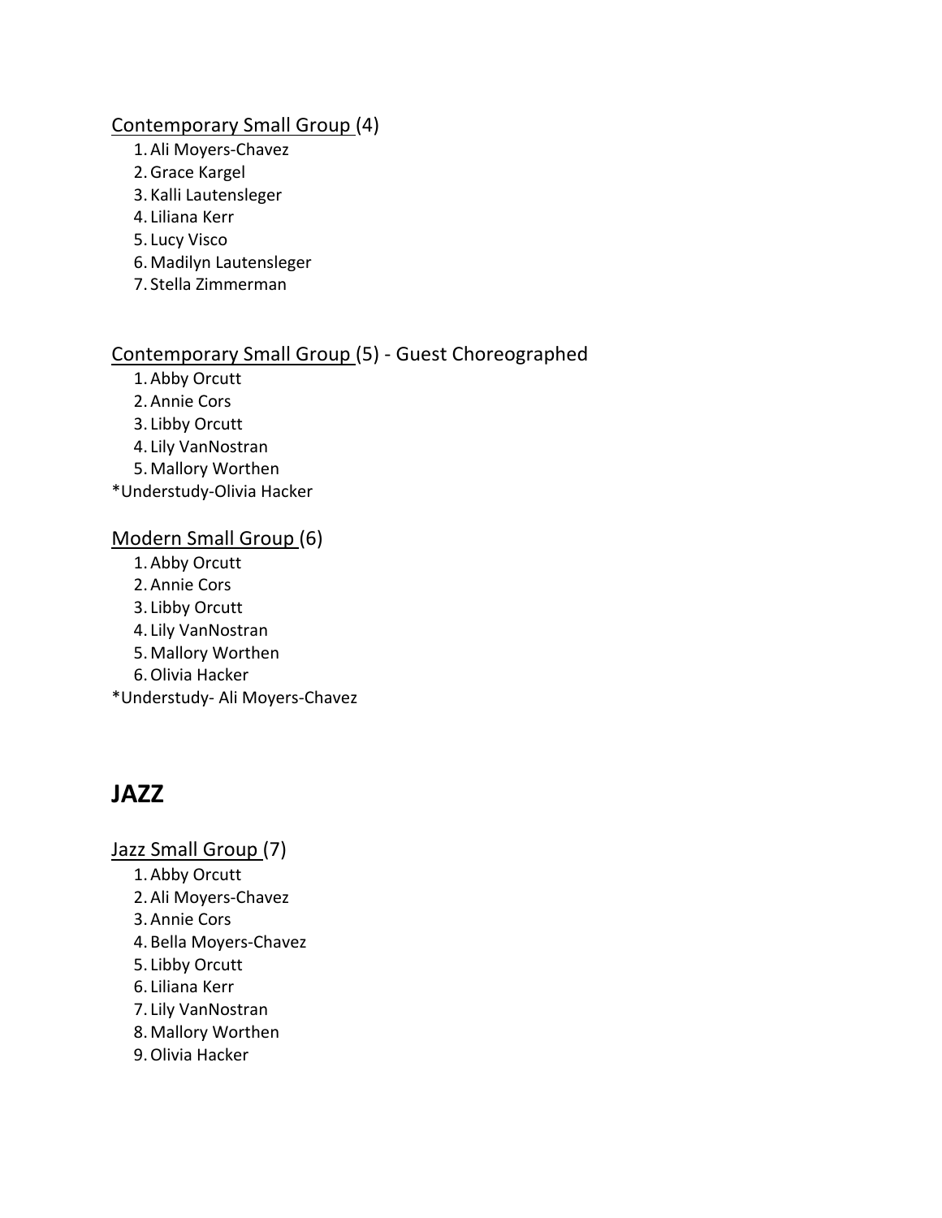Contemporary Small Group (4)

1. Ali Moyers-Chavez
2. Grace Kargel
3. Kalli Lautensleger
4. Liliana Kerr
5. Lucy Visco
6. Madilyn Lautensleger
7. Stella Zimmerman

Contemporary Small Group (5) - Guest Choreographed

1. Abby Orcutt
2. Annie Cors
3. Libby Orcutt
4. Lily VanNostran
5. Mallory Worthen

*Understudy-Olivia Hacker

Modern Small Group (6)

1. Abby Orcutt
2. Annie Cors
3. Libby Orcutt
4. Lily VanNostran
5. Mallory Worthen
6. Olivia Hacker

*Understudy- Ali Moyers-Chavez

# JAZZ

Jazz Small Group (7)

1. Abby Orcutt
2. Ali Moyers-Chavez
3. Annie Cors
4. Bella Moyers-Chavez
5. Libby Orcutt
6. Liliana Kerr
7. Lily VanNostran
8. Mallory Worthen
9. Olivia Hacker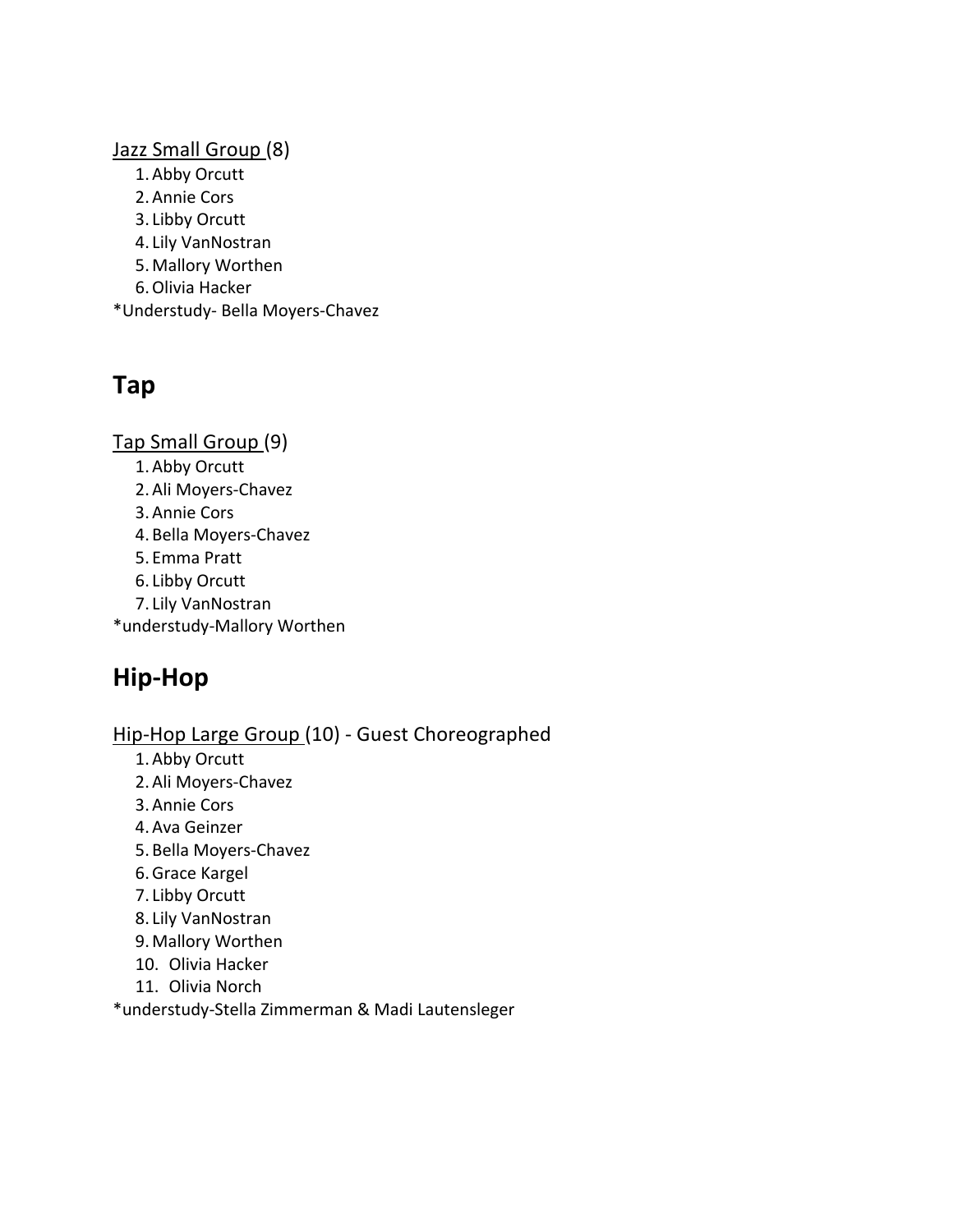<u>Jazz Small Group</u> (8)

1. Abby Orcutt
2. Annie Cors
3. Libby Orcutt
4. Lily VanNostran
5. Mallory Worthen
6. Olivia Hacker

*Understudy- Bella Moyers-Chavez

## Tap

<u>Tap Small Group</u> (9)

1. Abby Orcutt
2. Ali Moyers-Chavez
3. Annie Cors
4. Bella Moyers-Chavez
5. Emma Pratt
6. Libby Orcutt
7. Lily VanNostran

*understudy-Mallory Worthen

## Hip-Hop

<u>Hip-Hop Large Group</u> (10) - Guest Choreographed

1. Abby Orcutt
2. Ali Moyers-Chavez
3. Annie Cors
4. Ava Geinzer
5. Bella Moyers-Chavez
6. Grace Kargel
7. Libby Orcutt
8. Lily VanNostran
9. Mallory Worthen
10. Olivia Hacker
11. Olivia Norch

*understudy-Stella Zimmerman & Madi Lautensleger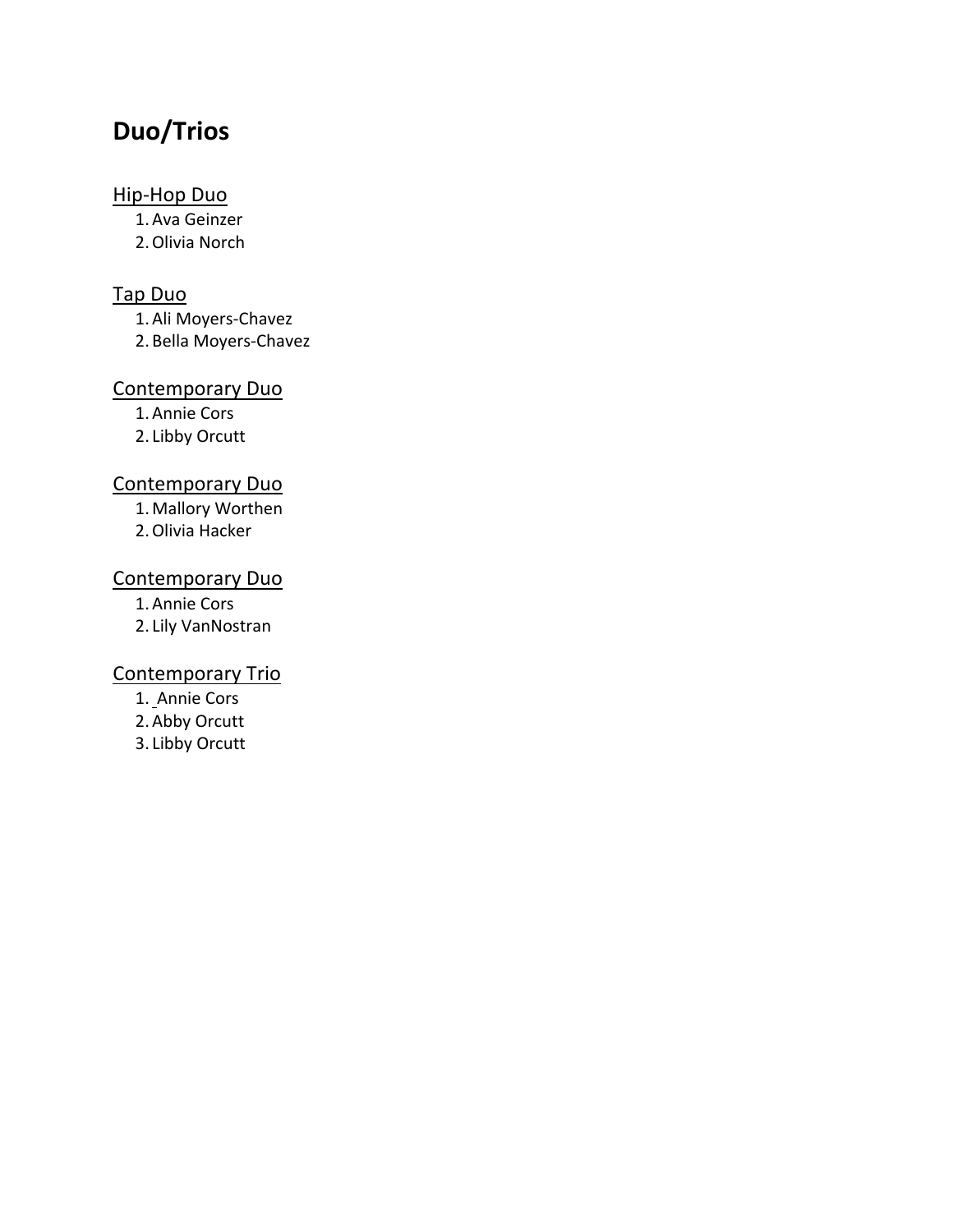## Duo/Trios

### Hip-Hop Duo

1. Ava Geinzer
2. Olivia Norch

### Tap Duo

1. Ali Moyers-Chavez
2. Bella Moyers-Chavez

### Contemporary Duo

1. Annie Cors
2. Libby Orcutt

### Contemporary Duo

1. Mallory Worthen
2. Olivia Hacker

### Contemporary Duo

1. Annie Cors
2. Lily VanNostran

### Contemporary Trio

1. Annie Cors
2. Abby Orcutt
3. Libby Orcutt